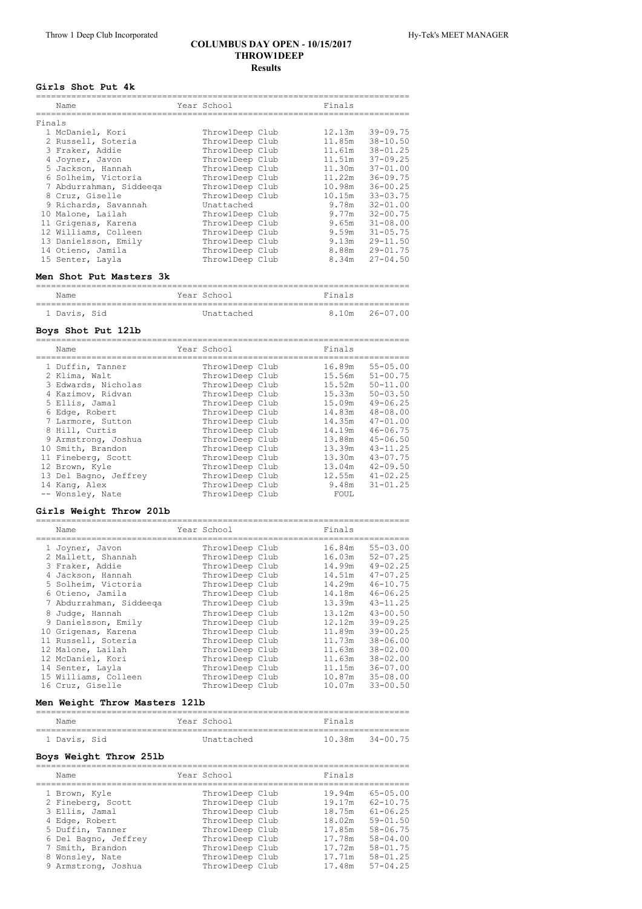# COLUMBUS DAY OPEN - 10/15/2017
## THROW1DEEP
### Results

**Girls Shot Put 4k**

| Name | Year School | Finals | |
|---|---|---|---|
| Finals | | | |
| 1 McDaniel, Kori | Throw1Deep Club | 12.13m | 39-09.75 |
| 2 Russell, Soteria | Throw1Deep Club | 11.85m | 38-10.50 |
| 3 Fraker, Addie | Throw1Deep Club | 11.61m | 38-01.25 |
| 4 Joyner, Javon | Throw1Deep Club | 11.51m | 37-09.25 |
| 5 Jackson, Hannah | Throw1Deep Club | 11.30m | 37-01.00 |
| 6 Solheim, Victoria | Throw1Deep Club | 11.22m | 36-09.75 |
| 7 Abdurrahman, Siddeeqa | Throw1Deep Club | 10.98m | 36-00.25 |
| 8 Cruz, Giselle | Throw1Deep Club | 10.15m | 33-03.75 |
| 9 Richards, Savannah | Unattached | 9.78m | 32-01.00 |
| 10 Malone, Lailah | Throw1Deep Club | 9.77m | 32-00.75 |
| 11 Grigenas, Karena | Throw1Deep Club | 9.65m | 31-08.00 |
| 12 Williams, Colleen | Throw1Deep Club | 9.59m | 31-05.75 |
| 13 Danielsson, Emily | Throw1Deep Club | 9.13m | 29-11.50 |
| 14 Otieno, Jamila | Throw1Deep Club | 8.88m | 29-01.75 |
| 15 Senter, Layla | Throw1Deep Club | 8.34m | 27-04.50 |

**Men Shot Put Masters 3k**

| Name | Year School | Finals | |
|---|---|---|---|
| 1 Davis, Sid | Unattached | 8.10m | 26-07.00 |

**Boys Shot Put 12lb**

| Name | Year School | Finals | |
|---|---|---|---|
| 1 Duffin, Tanner | Throw1Deep Club | 16.89m | 55-05.00 |
| 2 Klima, Walt | Throw1Deep Club | 15.56m | 51-00.75 |
| 3 Edwards, Nicholas | Throw1Deep Club | 15.52m | 50-11.00 |
| 4 Kazimov, Ridvan | Throw1Deep Club | 15.33m | 50-03.50 |
| 5 Ellis, Jamal | Throw1Deep Club | 15.09m | 49-06.25 |
| 6 Edge, Robert | Throw1Deep Club | 14.83m | 48-08.00 |
| 7 Larmore, Sutton | Throw1Deep Club | 14.35m | 47-01.00 |
| 8 Hill, Curtis | Throw1Deep Club | 14.19m | 46-06.75 |
| 9 Armstrong, Joshua | Throw1Deep Club | 13.88m | 45-06.50 |
| 10 Smith, Brandon | Throw1Deep Club | 13.39m | 43-11.25 |
| 11 Fineberg, Scott | Throw1Deep Club | 13.30m | 43-07.75 |
| 12 Brown, Kyle | Throw1Deep Club | 13.04m | 42-09.50 |
| 13 Del Bagno, Jeffrey | Throw1Deep Club | 12.55m | 41-02.25 |
| 14 Kang, Alex | Throw1Deep Club | 9.48m | 31-01.25 |
| -- Wonsley, Nate | Throw1Deep Club | FOUL | |

**Girls Weight Throw 20lb**

| Name | Year School | Finals | |
|---|---|---|---|
| 1 Joyner, Javon | Throw1Deep Club | 16.84m | 55-03.00 |
| 2 Mallett, Shannah | Throw1Deep Club | 16.03m | 52-07.25 |
| 3 Fraker, Addie | Throw1Deep Club | 14.99m | 49-02.25 |
| 4 Jackson, Hannah | Throw1Deep Club | 14.51m | 47-07.25 |
| 5 Solheim, Victoria | Throw1Deep Club | 14.29m | 46-10.75 |
| 6 Otieno, Jamila | Throw1Deep Club | 14.18m | 46-06.25 |
| 7 Abdurrahman, Siddeeqa | Throw1Deep Club | 13.39m | 43-11.25 |
| 8 Judge, Hannah | Throw1Deep Club | 13.12m | 43-00.50 |
| 9 Danielsson, Emily | Throw1Deep Club | 12.12m | 39-09.25 |
| 10 Grigenas, Karena | Throw1Deep Club | 11.89m | 39-00.25 |
| 11 Russell, Soteria | Throw1Deep Club | 11.73m | 38-06.00 |
| 12 Malone, Lailah | Throw1Deep Club | 11.63m | 38-02.00 |
| 12 McDaniel, Kori | Throw1Deep Club | 11.63m | 38-02.00 |
| 14 Senter, Layla | Throw1Deep Club | 11.15m | 36-07.00 |
| 15 Williams, Colleen | Throw1Deep Club | 10.87m | 35-08.00 |
| 16 Cruz, Giselle | Throw1Deep Club | 10.07m | 33-00.50 |

**Men Weight Throw Masters 12lb**

| Name | Year School | Finals | |
|---|---|---|---|
| 1 Davis, Sid | Unattached | 10.38m | 34-00.75 |

**Boys Weight Throw 25lb**

| Name | Year School | Finals | |
|---|---|---|---|
| 1 Brown, Kyle | Throw1Deep Club | 19.94m | 65-05.00 |
| 2 Fineberg, Scott | Throw1Deep Club | 19.17m | 62-10.75 |
| 3 Ellis, Jamal | Throw1Deep Club | 18.75m | 61-06.25 |
| 4 Edge, Robert | Throw1Deep Club | 18.02m | 59-01.50 |
| 5 Duffin, Tanner | Throw1Deep Club | 17.85m | 58-06.75 |
| 6 Del Bagno, Jeffrey | Throw1Deep Club | 17.78m | 58-04.00 |
| 7 Smith, Brandon | Throw1Deep Club | 17.72m | 58-01.75 |
| 8 Wonsley, Nate | Throw1Deep Club | 17.71m | 58-01.25 |
| 9 Armstrong, Joshua | Throw1Deep Club | 17.48m | 57-04.25 |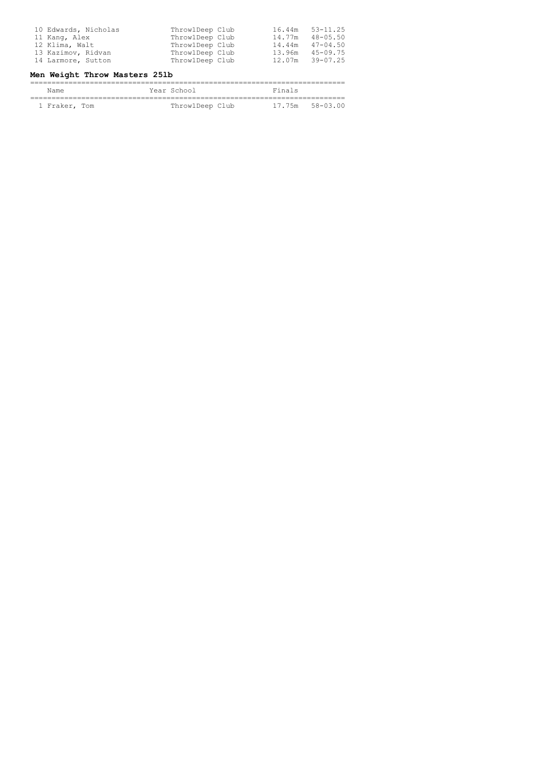| | | | | |
|---|---|---|---|---|
| 10 | Edwards, Nicholas | Throw1Deep Club | 16.44m | 53-11.25 |
| 11 | Kang, Alex | Throw1Deep Club | 14.77m | 48-05.50 |
| 12 | Klima, Walt | Throw1Deep Club | 14.44m | 47-04.50 |
| 13 | Kazimov, Ridvan | Throw1Deep Club | 13.96m | 45-09.75 |
| 14 | Larmore, Sutton | Throw1Deep Club | 12.07m | 39-07.25 |

### Men Weight Throw Masters 25lb

| | Name | Year School | Finals | |
|---|---|---|---|---|
| 1 | Fraker, Tom | Throw1Deep Club | 17.75m | 58-03.00 |